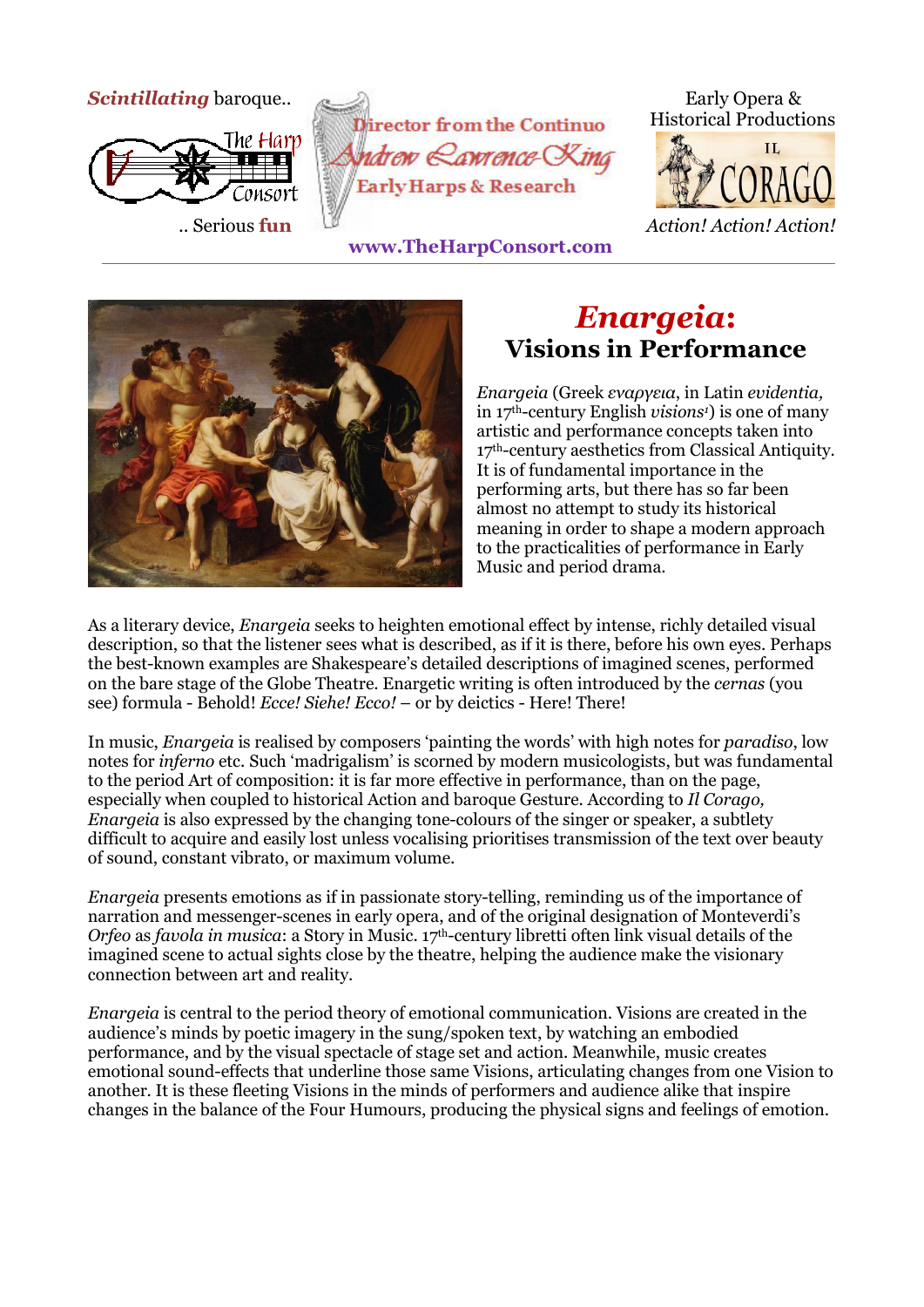***Scintillating*** baroque..

.. Serious **fun**

Director from the Continuo

Andrew Lawrence-King

Early Harps & Research

**www.TheHarpConsort.com**

Early Opera & Historical Productions

IL CORAGO

*Action! Action! Action!*

# *Enargeia*: Visions in Performance

*Enargeia* (Greek *εναργεια*, in Latin *evidentia,* in 17th-century English *visions*[1]) is one of many artistic and performance concepts taken into 17th-century aesthetics from Classical Antiquity. It is of fundamental importance in the performing arts, but there has so far been almost no attempt to study its historical meaning in order to shape a modern approach to the practicalities of performance in Early Music and period drama.

As a literary device, *Enargeia* seeks to heighten emotional effect by intense, richly detailed visual description, so that the listener sees what is described, as if it is there, before his own eyes. Perhaps the best-known examples are Shakespeare's detailed descriptions of imagined scenes, performed on the bare stage of the Globe Theatre. Enargetic writing is often introduced by the *cernas* (you see) formula - Behold! *Ecce! Siehe! Ecco!* – or by deictics - Here! There!

In music, *Enargeia* is realised by composers 'painting the words' with high notes for *paradiso*, low notes for *inferno* etc. Such 'madrigalism' is scorned by modern musicologists, but was fundamental to the period Art of composition: it is far more effective in performance, than on the page, especially when coupled to historical Action and baroque Gesture. According to *Il Corago, Enargeia* is also expressed by the changing tone-colours of the singer or speaker, a subtlety difficult to acquire and easily lost unless vocalising prioritises transmission of the text over beauty of sound, constant vibrato, or maximum volume.

*Enargeia* presents emotions as if in passionate story-telling, reminding us of the importance of narration and messenger-scenes in early opera, and of the original designation of Monteverdi's *Orfeo* as *favola in musica*: a Story in Music. 17th-century libretti often link visual details of the imagined scene to actual sights close by the theatre, helping the audience make the visionary connection between art and reality.

*Enargeia* is central to the period theory of emotional communication. Visions are created in the audience's minds by poetic imagery in the sung/spoken text, by watching an embodied performance, and by the visual spectacle of stage set and action. Meanwhile, music creates emotional sound-effects that underline those same Visions, articulating changes from one Vision to another. It is these fleeting Visions in the minds of performers and audience alike that inspire changes in the balance of the Four Humours, producing the physical signs and feelings of emotion.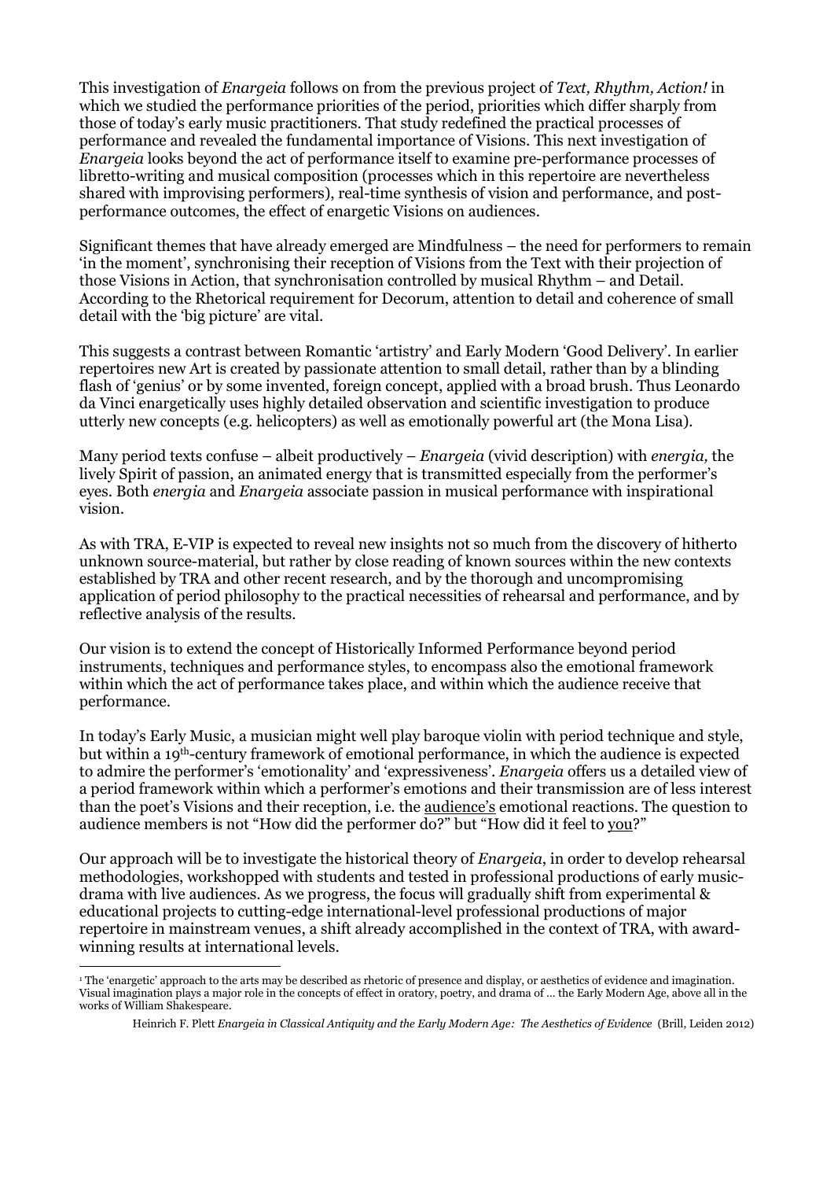This investigation of *Enargeia* follows on from the previous project of *Text, Rhythm, Action!* in which we studied the performance priorities of the period, priorities which differ sharply from those of today's early music practitioners. That study redefined the practical processes of performance and revealed the fundamental importance of Visions. This next investigation of *Enargeia* looks beyond the act of performance itself to examine pre-performance processes of libretto-writing and musical composition (processes which in this repertoire are nevertheless shared with improvising performers), real-time synthesis of vision and performance, and post-performance outcomes, the effect of enargetic Visions on audiences.

Significant themes that have already emerged are Mindfulness – the need for performers to remain 'in the moment', synchronising their reception of Visions from the Text with their projection of those Visions in Action, that synchronisation controlled by musical Rhythm – and Detail. According to the Rhetorical requirement for Decorum, attention to detail and coherence of small detail with the 'big picture' are vital.

This suggests a contrast between Romantic 'artistry' and Early Modern 'Good Delivery'. In earlier repertoires new Art is created by passionate attention to small detail, rather than by a blinding flash of 'genius' or by some invented, foreign concept, applied with a broad brush. Thus Leonardo da Vinci enargetically uses highly detailed observation and scientific investigation to produce utterly new concepts (e.g. helicopters) as well as emotionally powerful art (the Mona Lisa).

Many period texts confuse – albeit productively – *Enargeia* (vivid description) with *energia,* the lively Spirit of passion, an animated energy that is transmitted especially from the performer's eyes. Both *energia* and *Enargeia* associate passion in musical performance with inspirational vision.

As with TRA, E-VIP is expected to reveal new insights not so much from the discovery of hitherto unknown source-material, but rather by close reading of known sources within the new contexts established by TRA and other recent research, and by the thorough and uncompromising application of period philosophy to the practical necessities of rehearsal and performance, and by reflective analysis of the results.

Our vision is to extend the concept of Historically Informed Performance beyond period instruments, techniques and performance styles, to encompass also the emotional framework within which the act of performance takes place, and within which the audience receive that performance.

In today's Early Music, a musician might well play baroque violin with period technique and style, but within a 19th-century framework of emotional performance, in which the audience is expected to admire the performer's 'emotionality' and 'expressiveness'. *Enargeia* offers us a detailed view of a period framework within which a performer's emotions and their transmission are of less interest than the poet's Visions and their reception, i.e. the <u>audience's</u> emotional reactions. The question to audience members is not "How did the performer do?" but "How did it feel to <u>you</u>?"

Our approach will be to investigate the historical theory of *Enargeia*, in order to develop rehearsal methodologies, workshopped with students and tested in professional productions of early music-drama with live audiences. As we progress, the focus will gradually shift from experimental & educational projects to cutting-edge international-level professional productions of major repertoire in mainstream venues, a shift already accomplished in the context of TRA, with award-winning results at international levels.

---

[1] The 'energetic' approach to the arts may be described as rhetoric of presence and display, or aesthetics of evidence and imagination. Visual imagination plays a major role in the concepts of effect in oratory, poetry, and drama of ... the Early Modern Age, above all in the works of William Shakespeare.

Heinrich F. Plett *Enargeia in Classical Antiquity and the Early Modern Age: The Aesthetics of Evidence* (Brill, Leiden 2012)